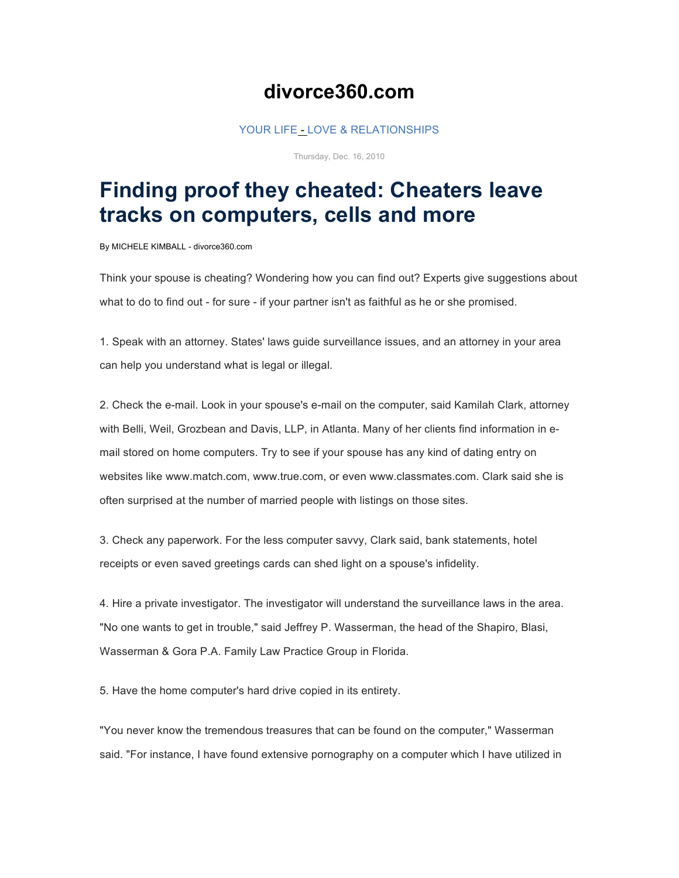# divorce360.com

YOUR LIFE - LOVE & RELATIONSHIPS

Thursday, Dec. 16, 2010

## Finding proof they cheated: Cheaters leave tracks on computers, cells and more

By MICHELE KIMBALL - divorce360.com

Think your spouse is cheating? Wondering how you can find out? Experts give suggestions about what to do to find out - for sure - if your partner isn't as faithful as he or she promised.

1. Speak with an attorney. States' laws guide surveillance issues, and an attorney in your area can help you understand what is legal or illegal.

2. Check the e-mail. Look in your spouse's e-mail on the computer, said Kamilah Clark, attorney with Belli, Weil, Grozbean and Davis, LLP, in Atlanta. Many of her clients find information in e-mail stored on home computers. Try to see if your spouse has any kind of dating entry on websites like www.match.com, www.true.com, or even www.classmates.com. Clark said she is often surprised at the number of married people with listings on those sites.

3. Check any paperwork. For the less computer savvy, Clark said, bank statements, hotel receipts or even saved greetings cards can shed light on a spouse's infidelity.

4. Hire a private investigator. The investigator will understand the surveillance laws in the area. "No one wants to get in trouble," said Jeffrey P. Wasserman, the head of the Shapiro, Blasi, Wasserman & Gora P.A. Family Law Practice Group in Florida.

5. Have the home computer's hard drive copied in its entirety.

"You never know the tremendous treasures that can be found on the computer," Wasserman said. "For instance, I have found extensive pornography on a computer which I have utilized in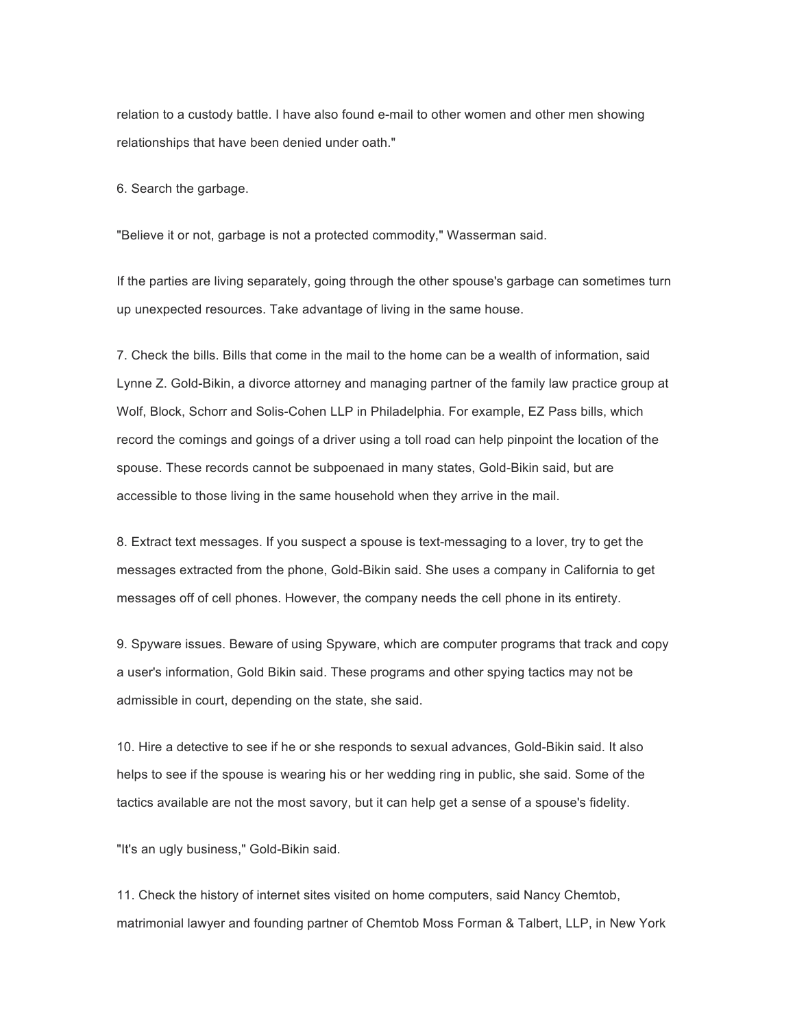relation to a custody battle. I have also found e-mail to other women and other men showing relationships that have been denied under oath."

6. Search the garbage.

"Believe it or not, garbage is not a protected commodity," Wasserman said.

If the parties are living separately, going through the other spouse's garbage can sometimes turn up unexpected resources. Take advantage of living in the same house.

7. Check the bills. Bills that come in the mail to the home can be a wealth of information, said Lynne Z. Gold-Bikin, a divorce attorney and managing partner of the family law practice group at Wolf, Block, Schorr and Solis-Cohen LLP in Philadelphia. For example, EZ Pass bills, which record the comings and goings of a driver using a toll road can help pinpoint the location of the spouse. These records cannot be subpoenaed in many states, Gold-Bikin said, but are accessible to those living in the same household when they arrive in the mail.

8. Extract text messages. If you suspect a spouse is text-messaging to a lover, try to get the messages extracted from the phone, Gold-Bikin said. She uses a company in California to get messages off of cell phones. However, the company needs the cell phone in its entirety.

9. Spyware issues. Beware of using Spyware, which are computer programs that track and copy a user's information, Gold Bikin said. These programs and other spying tactics may not be admissible in court, depending on the state, she said.

10. Hire a detective to see if he or she responds to sexual advances, Gold-Bikin said. It also helps to see if the spouse is wearing his or her wedding ring in public, she said. Some of the tactics available are not the most savory, but it can help get a sense of a spouse's fidelity.

"It's an ugly business," Gold-Bikin said.

11. Check the history of internet sites visited on home computers, said Nancy Chemtob, matrimonial lawyer and founding partner of Chemtob Moss Forman & Talbert, LLP, in New York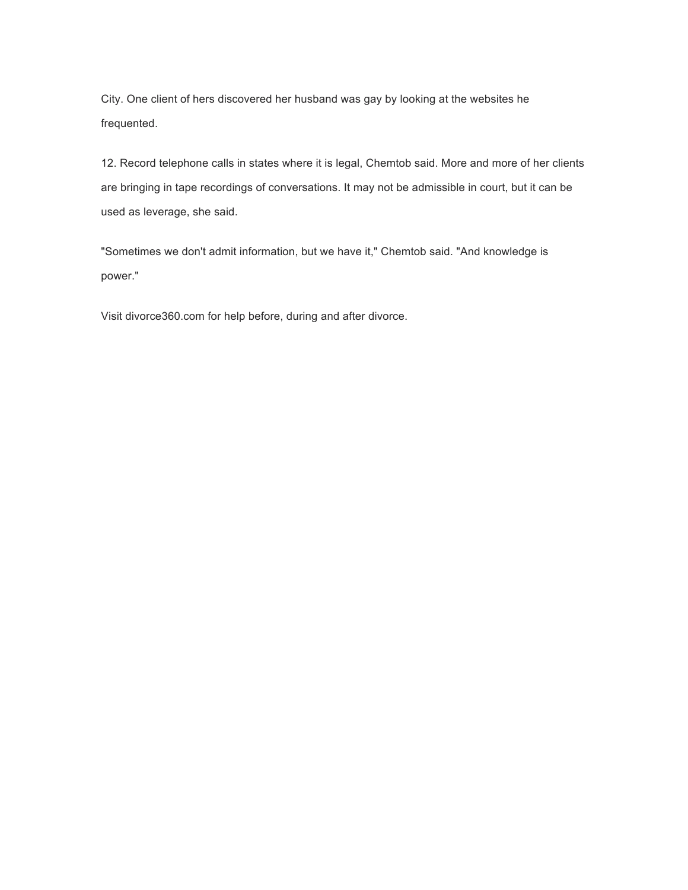City. One client of hers discovered her husband was gay by looking at the websites he frequented.

12. Record telephone calls in states where it is legal, Chemtob said. More and more of her clients are bringing in tape recordings of conversations. It may not be admissible in court, but it can be used as leverage, she said.

"Sometimes we don't admit information, but we have it," Chemtob said. "And knowledge is power."

Visit divorce360.com for help before, during and after divorce.